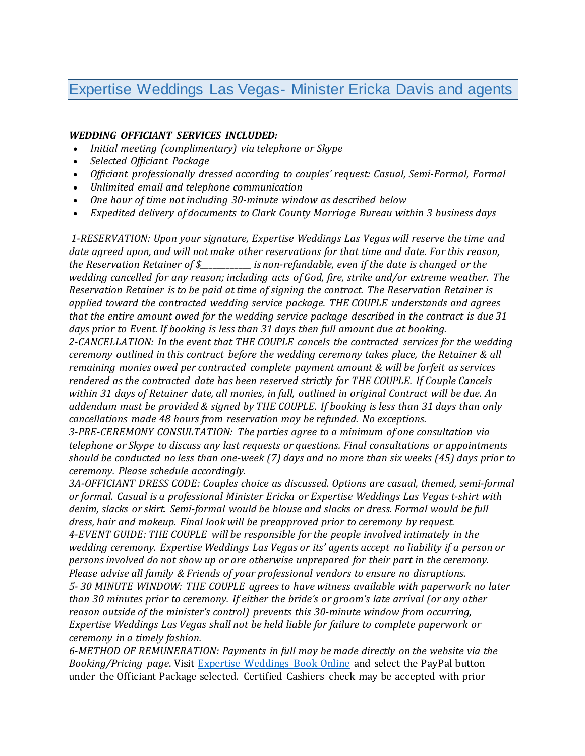# Expertise Weddings Las Vegas- Minister Ericka Davis and agents

***WEDDING OFFICIANT SERVICES INCLUDED:***

- *Initial meeting (complimentary) via telephone or Skype*
- *Selected Officiant Package*
- *Officiant professionally dressed according to couples' request: Casual, Semi-Formal, Formal*
- *Unlimited email and telephone communication*
- *One hour of time not including 30-minute window as described below*
- *Expedited delivery of documents to Clark County Marriage Bureau within 3 business days*

*1-RESERVATION: Upon your signature, Expertise Weddings Las Vegas will reserve the time and date agreed upon, and will not make other reservations for that time and date. For this reason, the Reservation Retainer of $____________ is non-refundable, even if the date is changed or the wedding cancelled for any reason; including acts of God, fire, strike and/or extreme weather. The Reservation Retainer is to be paid at time of signing the contract. The Reservation Retainer is applied toward the contracted wedding service package. THE COUPLE understands and agrees that the entire amount owed for the wedding service package described in the contract is due 31 days prior to Event. If booking is less than 31 days then full amount due at booking.*

*2-CANCELLATION: In the event that THE COUPLE cancels the contracted services for the wedding ceremony outlined in this contract before the wedding ceremony takes place, the Retainer & all remaining monies owed per contracted complete payment amount & will be forfeit as services rendered as the contracted date has been reserved strictly for THE COUPLE. If Couple Cancels within 31 days of Retainer date, all monies, in full, outlined in original Contract will be due. An addendum must be provided & signed by THE COUPLE. If booking is less than 31 days than only cancellations made 48 hours from reservation may be refunded. No exceptions.*

*3-PRE-CEREMONY CONSULTATION: The parties agree to a minimum of one consultation via telephone or Skype to discuss any last requests or questions. Final consultations or appointments should be conducted no less than one-week (7) days and no more than six weeks (45) days prior to ceremony. Please schedule accordingly.*

*3A-OFFICIANT DRESS CODE: Couples choice as discussed. Options are casual, themed, semi-formal or formal. Casual is a professional Minister Ericka or Expertise Weddings Las Vegas t-shirt with denim, slacks or skirt. Semi-formal would be blouse and slacks or dress. Formal would be full dress, hair and makeup. Final look will be preapproved prior to ceremony by request.*

*4-EVENT GUIDE: THE COUPLE will be responsible for the people involved intimately in the wedding ceremony. Expertise Weddings Las Vegas or its' agents accept no liability if a person or persons involved do not show up or are otherwise unprepared for their part in the ceremony. Please advise all family & Friends of your professional vendors to ensure no disruptions.*

*5- 30 MINUTE WINDOW: THE COUPLE agrees to have witness available with paperwork no later than 30 minutes prior to ceremony. If either the bride's or groom's late arrival (or any other reason outside of the minister's control) prevents this 30-minute window from occurring, Expertise Weddings Las Vegas shall not be held liable for failure to complete paperwork or ceremony in a timely fashion.*

*6-METHOD OF REMUNERATION: Payments in full may be made directly on the website via the Booking/Pricing page*. Visit Expertise Weddings Book Online and select the PayPal button under the Officiant Package selected. Certified Cashiers check may be accepted with prior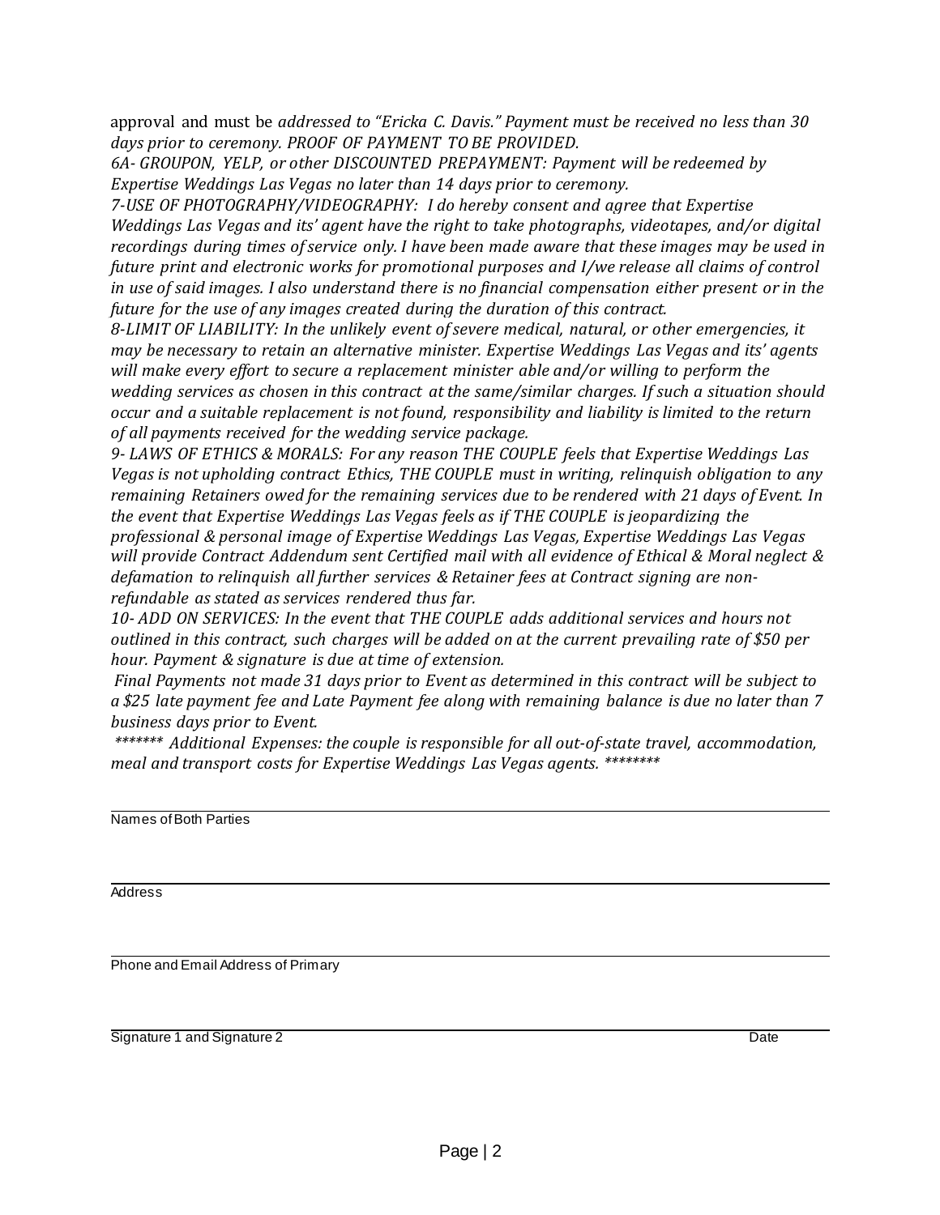approval and must be *addressed to "Ericka C. Davis." Payment must be received no less than 30 days prior to ceremony. PROOF OF PAYMENT TO BE PROVIDED.*

*6A- GROUPON, YELP, or other DISCOUNTED PREPAYMENT: Payment will be redeemed by Expertise Weddings Las Vegas no later than 14 days prior to ceremony.*

*7-USE OF PHOTOGRAPHY/VIDEOGRAPHY: I do hereby consent and agree that Expertise Weddings Las Vegas and its' agent have the right to take photographs, videotapes, and/or digital recordings during times of service only. I have been made aware that these images may be used in future print and electronic works for promotional purposes and I/we release all claims of control in use of said images. I also understand there is no financial compensation either present or in the future for the use of any images created during the duration of this contract.*

*8-LIMIT OF LIABILITY: In the unlikely event of severe medical, natural, or other emergencies, it may be necessary to retain an alternative minister. Expertise Weddings Las Vegas and its' agents will make every effort to secure a replacement minister able and/or willing to perform the wedding services as chosen in this contract at the same/similar charges. If such a situation should occur and a suitable replacement is not found, responsibility and liability is limited to the return of all payments received for the wedding service package.*

*9- LAWS OF ETHICS & MORALS: For any reason THE COUPLE feels that Expertise Weddings Las Vegas is not upholding contract Ethics, THE COUPLE must in writing, relinquish obligation to any remaining Retainers owed for the remaining services due to be rendered with 21 days of Event. In the event that Expertise Weddings Las Vegas feels as if THE COUPLE is jeopardizing the professional & personal image of Expertise Weddings Las Vegas, Expertise Weddings Las Vegas will provide Contract Addendum sent Certified mail with all evidence of Ethical & Moral neglect & defamation to relinquish all further services & Retainer fees at Contract signing are non-refundable as stated as services rendered thus far.*

*10- ADD ON SERVICES: In the event that THE COUPLE adds additional services and hours not outlined in this contract, such charges will be added on at the current prevailing rate of $50 per hour. Payment & signature is due at time of extension.*

*Final Payments not made 31 days prior to Event as determined in this contract will be subject to a $25 late payment fee and Late Payment fee along with remaining balance is due no later than 7 business days prior to Event.*

*******\* Additional Expenses: the couple is responsible for all out-of-state travel, accommodation, meal and transport costs for Expertise Weddings Las Vegas agents. *********

---

Names of Both Parties

---

Address

---

Phone and Email Address of Primary

---

Signature 1 and Signature 2 Date